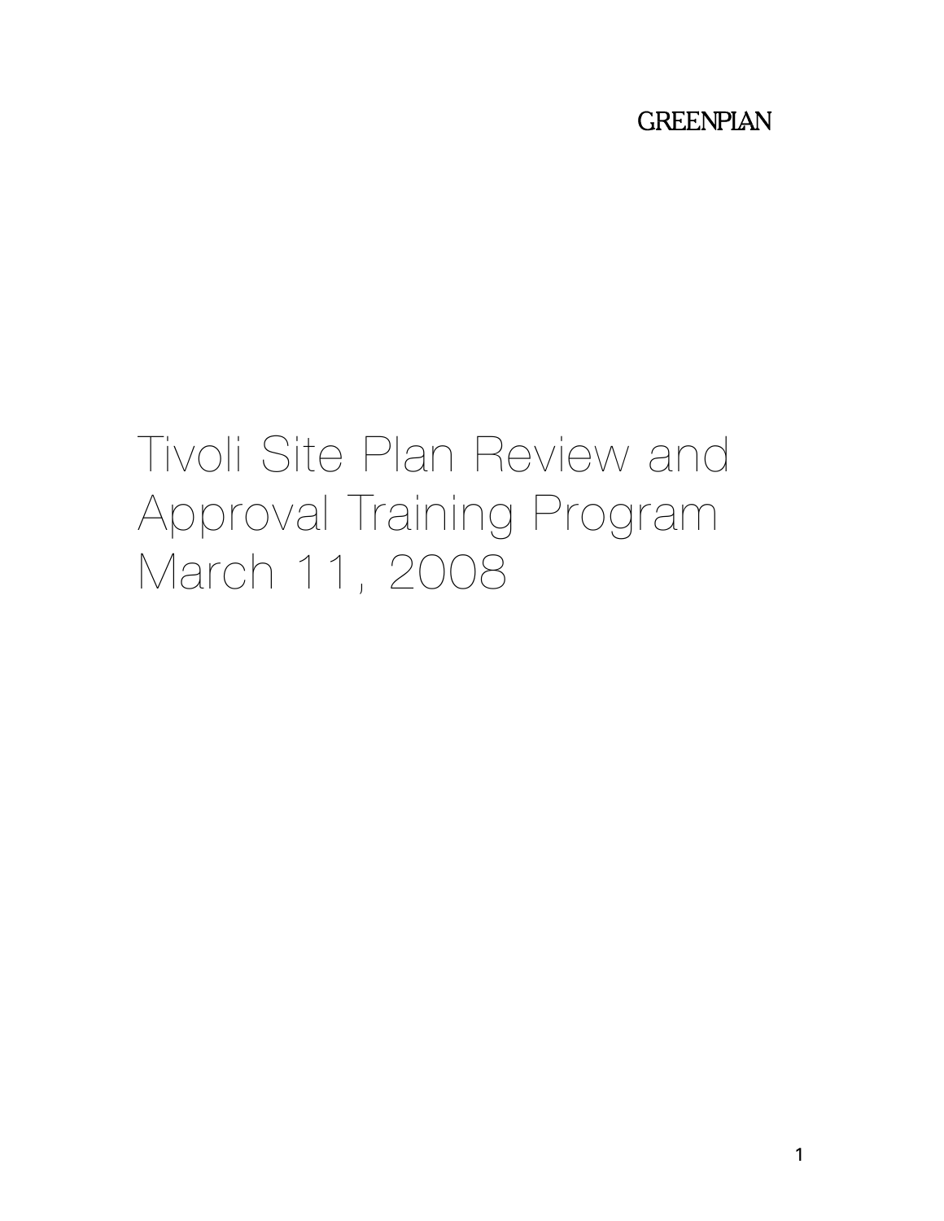GREENPLAN

# Tivoli Site Plan Review and Approval Training Program March 11, 2008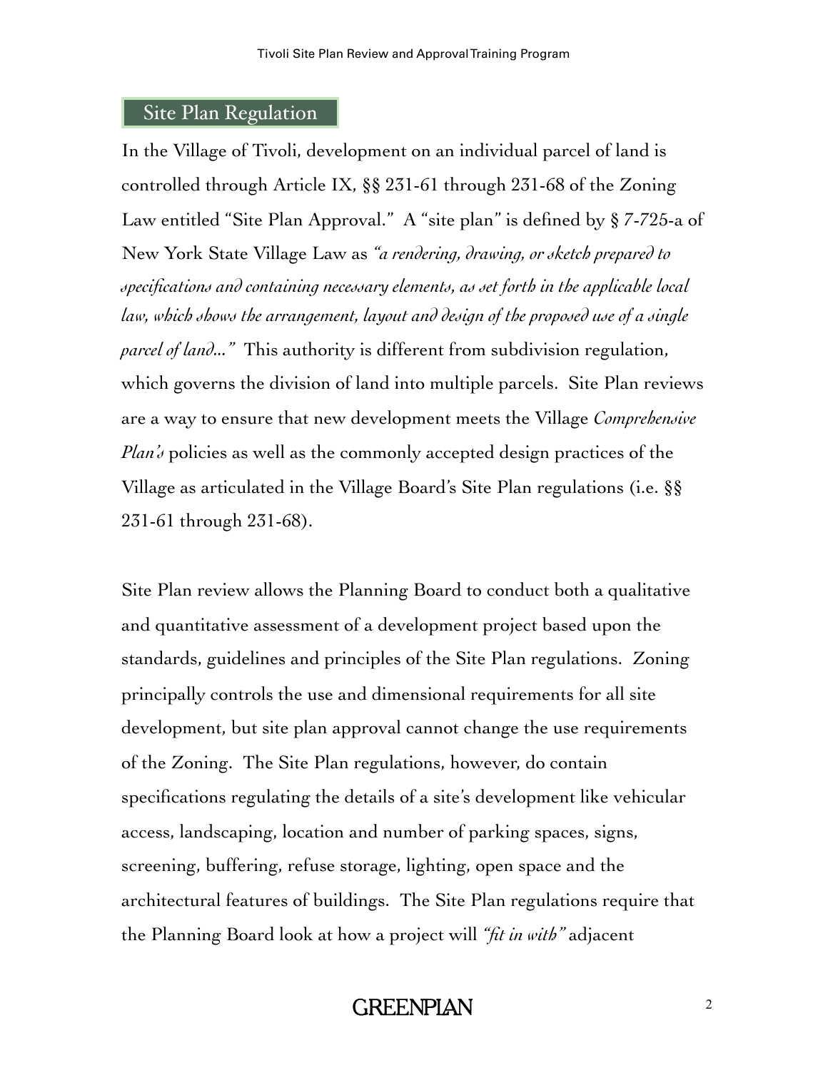## Site Plan Regulation

In the Village of Tivoli, development on an individual parcel of land is controlled through Article IX, §§ 231-61 through 231-68 of the Zoning Law entitled "Site Plan Approval." A "site plan" is defined by § 7-725-a of New York State Village Law as *"a rendering, drawing, or sketch prepared to specifications and containing necessary elements, as set forth in the applicable local law, which shows the arrangement, layout and design of the proposed use of a single parcel of land..."* This authority is different from subdivision regulation, which governs the division of land into multiple parcels. Site Plan reviews are a way to ensure that new development meets the Village *Comprehensive Plan's* policies as well as the commonly accepted design practices of the Village as articulated in the Village Board's Site Plan regulations (i.e. §§ 231-61 through 231-68).

Site Plan review allows the Planning Board to conduct both a qualitative and quantitative assessment of a development project based upon the standards, guidelines and principles of the Site Plan regulations. Zoning principally controls the use and dimensional requirements for all site development, but site plan approval cannot change the use requirements of the Zoning. The Site Plan regulations, however, do contain specifications regulating the details of a site's development like vehicular access, landscaping, location and number of parking spaces, signs, screening, buffering, refuse storage, lighting, open space and the architectural features of buildings. The Site Plan regulations require that the Planning Board look at how a project will *"fit in with"* adjacent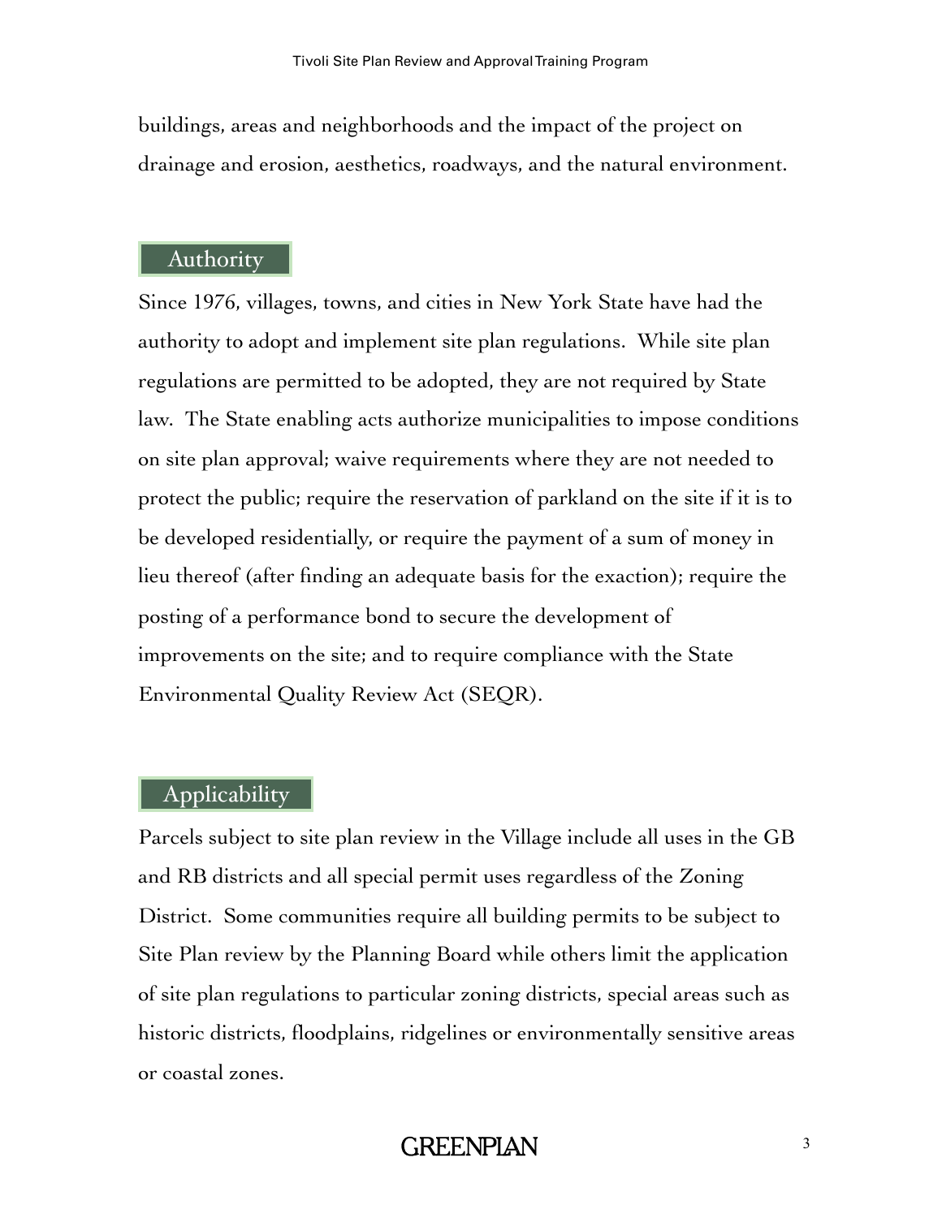buildings, areas and neighborhoods and the impact of the project on drainage and erosion, aesthetics, roadways, and the natural environment.

## Authority

Since 1976, villages, towns, and cities in New York State have had the authority to adopt and implement site plan regulations. While site plan regulations are permitted to be adopted, they are not required by State law. The State enabling acts authorize municipalities to impose conditions on site plan approval; waive requirements where they are not needed to protect the public; require the reservation of parkland on the site if it is to be developed residentially, or require the payment of a sum of money in lieu thereof (after finding an adequate basis for the exaction); require the posting of a performance bond to secure the development of improvements on the site; and to require compliance with the State Environmental Quality Review Act (SEQR).

## Applicability

Parcels subject to site plan review in the Village include all uses in the GB and RB districts and all special permit uses regardless of the Zoning District. Some communities require all building permits to be subject to Site Plan review by the Planning Board while others limit the application of site plan regulations to particular zoning districts, special areas such as historic districts, floodplains, ridgelines or environmentally sensitive areas or coastal zones.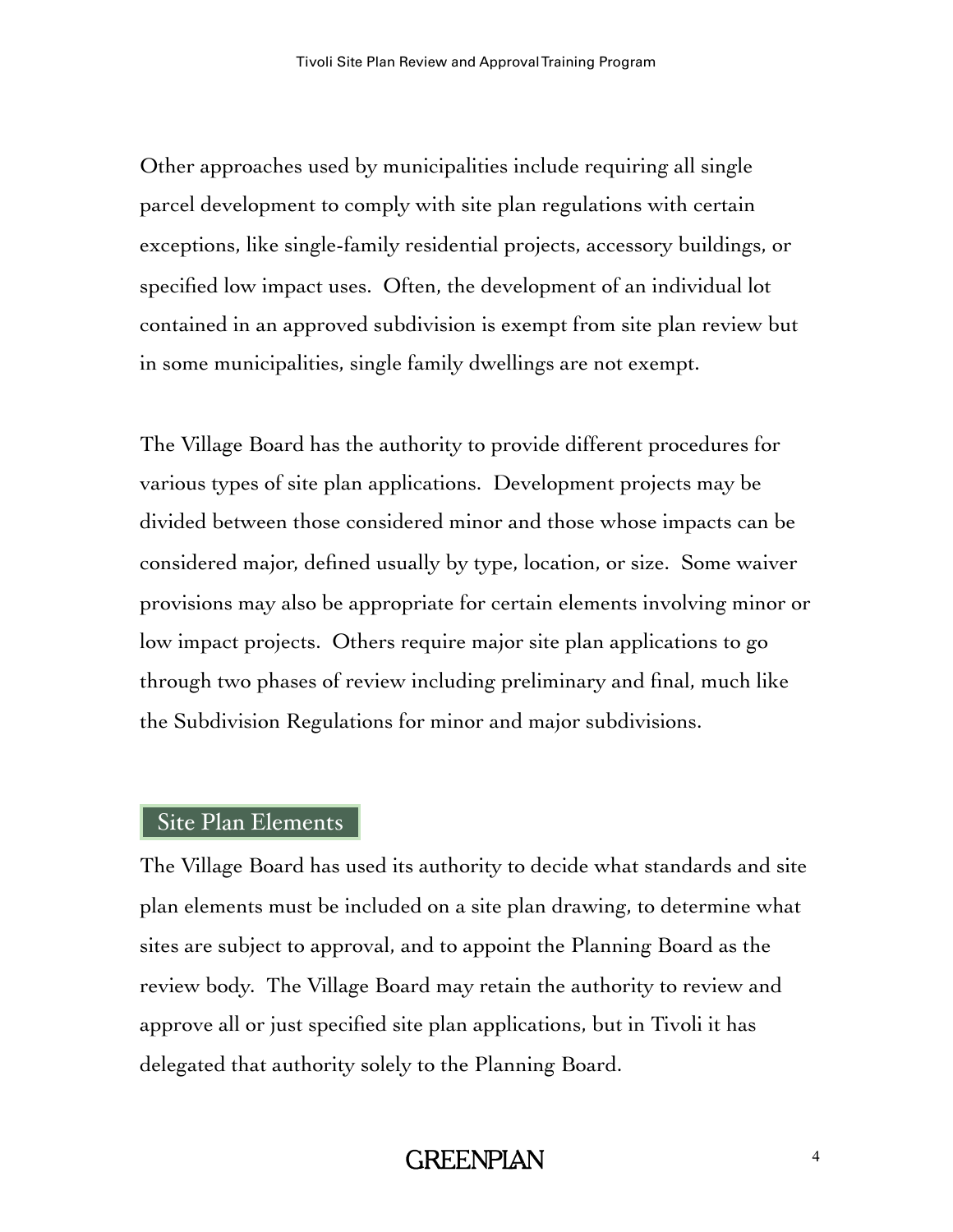Other approaches used by municipalities include requiring all single parcel development to comply with site plan regulations with certain exceptions, like single-family residential projects, accessory buildings, or specified low impact uses.  Often, the development of an individual lot contained in an approved subdivision is exempt from site plan review but in some municipalities, single family dwellings are not exempt.

The Village Board has the authority to provide different procedures for various types of site plan applications.  Development projects may be divided between those considered minor and those whose impacts can be considered major, defined usually by type, location, or size.  Some waiver provisions may also be appropriate for certain elements involving minor or low impact projects.  Others require major site plan applications to go through two phases of review including preliminary and final, much like the Subdivision Regulations for minor and major subdivisions.

## Site Plan Elements

The Village Board has used its authority to decide what standards and site plan elements must be included on a site plan drawing, to determine what sites are subject to approval, and to appoint the Planning Board as the review body.  The Village Board may retain the authority to review and approve all or just specified site plan applications, but in Tivoli it has delegated that authority solely to the Planning Board.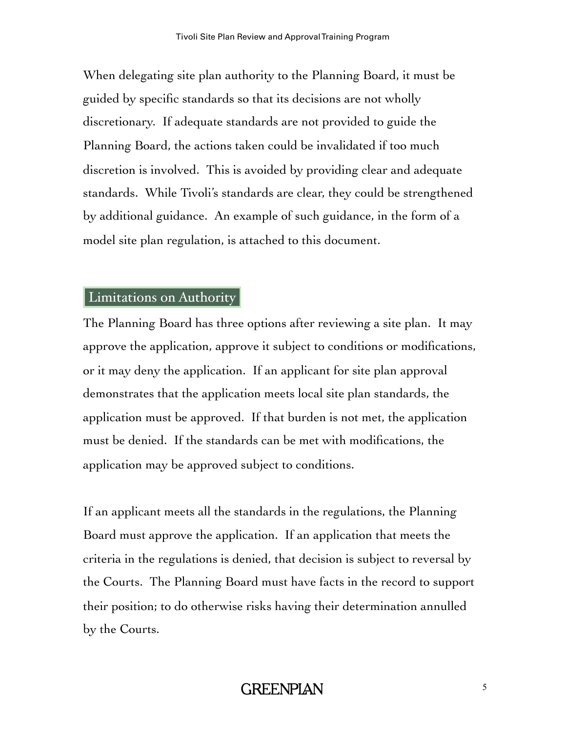When delegating site plan authority to the Planning Board, it must be guided by specific standards so that its decisions are not wholly discretionary. If adequate standards are not provided to guide the Planning Board, the actions taken could be invalidated if too much discretion is involved. This is avoided by providing clear and adequate standards. While Tivoli's standards are clear, they could be strengthened by additional guidance. An example of such guidance, in the form of a model site plan regulation, is attached to this document.

## Limitations on Authority

The Planning Board has three options after reviewing a site plan. It may approve the application, approve it subject to conditions or modifications, or it may deny the application. If an applicant for site plan approval demonstrates that the application meets local site plan standards, the application must be approved. If that burden is not met, the application must be denied. If the standards can be met with modifications, the application may be approved subject to conditions.

If an applicant meets all the standards in the regulations, the Planning Board must approve the application. If an application that meets the criteria in the regulations is denied, that decision is subject to reversal by the Courts. The Planning Board must have facts in the record to support their position; to do otherwise risks having their determination annulled by the Courts.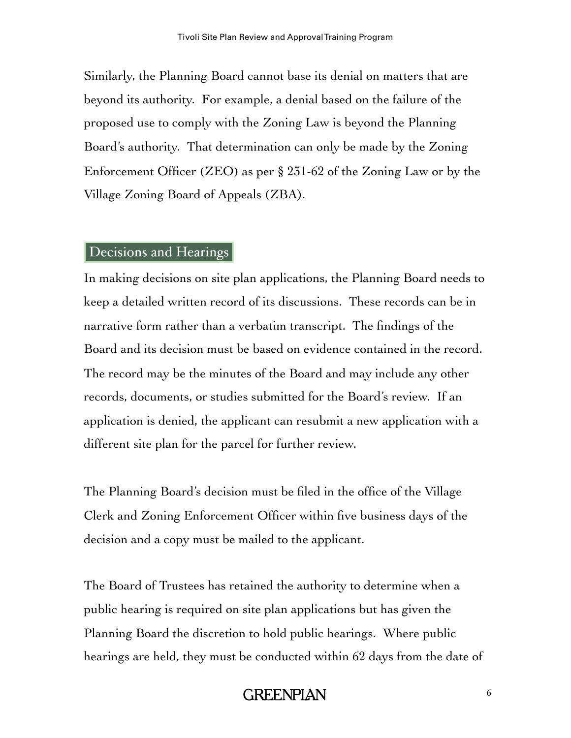Similarly, the Planning Board cannot base its denial on matters that are beyond its authority. For example, a denial based on the failure of the proposed use to comply with the Zoning Law is beyond the Planning Board's authority. That determination can only be made by the Zoning Enforcement Officer (ZEO) as per § 231-62 of the Zoning Law or by the Village Zoning Board of Appeals (ZBA).

## Decisions and Hearings

In making decisions on site plan applications, the Planning Board needs to keep a detailed written record of its discussions. These records can be in narrative form rather than a verbatim transcript. The findings of the Board and its decision must be based on evidence contained in the record. The record may be the minutes of the Board and may include any other records, documents, or studies submitted for the Board's review. If an application is denied, the applicant can resubmit a new application with a different site plan for the parcel for further review.

The Planning Board's decision must be filed in the office of the Village Clerk and Zoning Enforcement Officer within five business days of the decision and a copy must be mailed to the applicant.

The Board of Trustees has retained the authority to determine when a public hearing is required on site plan applications but has given the Planning Board the discretion to hold public hearings. Where public hearings are held, they must be conducted within 62 days from the date of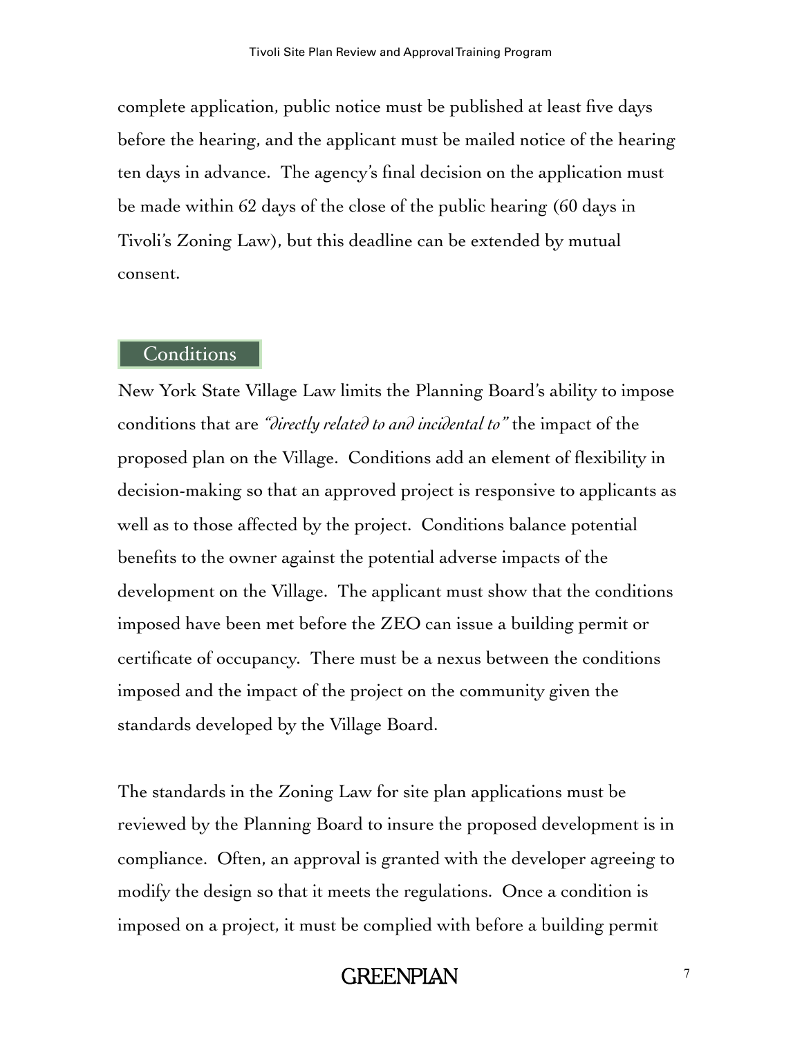complete application, public notice must be published at least five days before the hearing, and the applicant must be mailed notice of the hearing ten days in advance. The agency's final decision on the application must be made within 62 days of the close of the public hearing (60 days in Tivoli's Zoning Law), but this deadline can be extended by mutual consent.

## Conditions

New York State Village Law limits the Planning Board's ability to impose conditions that are *"directly related to and incidental to"* the impact of the proposed plan on the Village. Conditions add an element of flexibility in decision-making so that an approved project is responsive to applicants as well as to those affected by the project. Conditions balance potential benefits to the owner against the potential adverse impacts of the development on the Village. The applicant must show that the conditions imposed have been met before the ZEO can issue a building permit or certificate of occupancy. There must be a nexus between the conditions imposed and the impact of the project on the community given the standards developed by the Village Board.

The standards in the Zoning Law for site plan applications must be reviewed by the Planning Board to insure the proposed development is in compliance. Often, an approval is granted with the developer agreeing to modify the design so that it meets the regulations. Once a condition is imposed on a project, it must be complied with before a building permit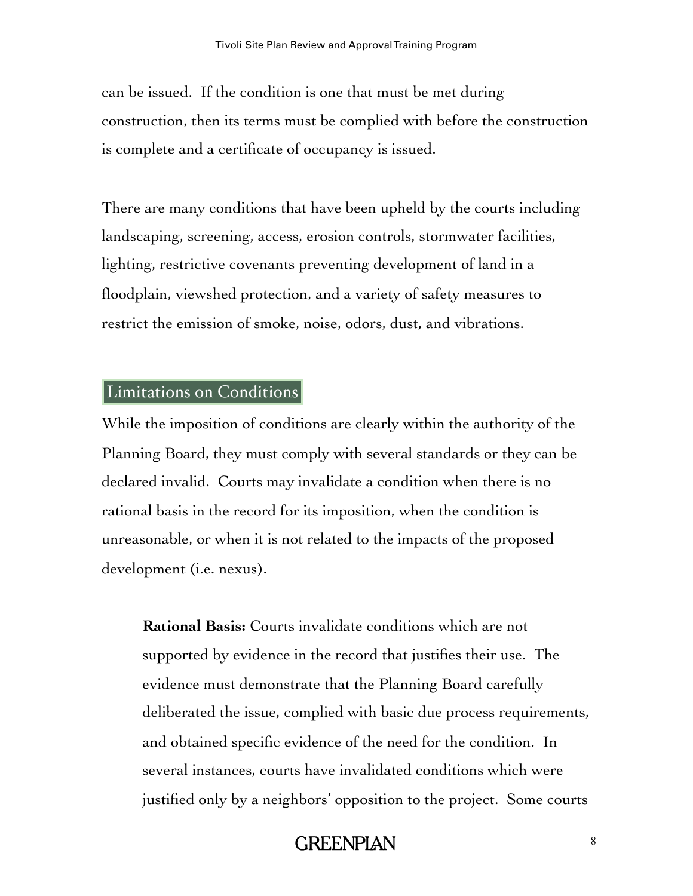can be issued. If the condition is one that must be met during construction, then its terms must be complied with before the construction is complete and a certificate of occupancy is issued.

There are many conditions that have been upheld by the courts including landscaping, screening, access, erosion controls, stormwater facilities, lighting, restrictive covenants preventing development of land in a floodplain, viewshed protection, and a variety of safety measures to restrict the emission of smoke, noise, odors, dust, and vibrations.

## Limitations on Conditions

While the imposition of conditions are clearly within the authority of the Planning Board, they must comply with several standards or they can be declared invalid. Courts may invalidate a condition when there is no rational basis in the record for its imposition, when the condition is unreasonable, or when it is not related to the impacts of the proposed development (i.e. nexus).

> **Rational Basis:** Courts invalidate conditions which are not supported by evidence in the record that justifies their use. The evidence must demonstrate that the Planning Board carefully deliberated the issue, complied with basic due process requirements, and obtained specific evidence of the need for the condition. In several instances, courts have invalidated conditions which were justified only by a neighbors' opposition to the project. Some courts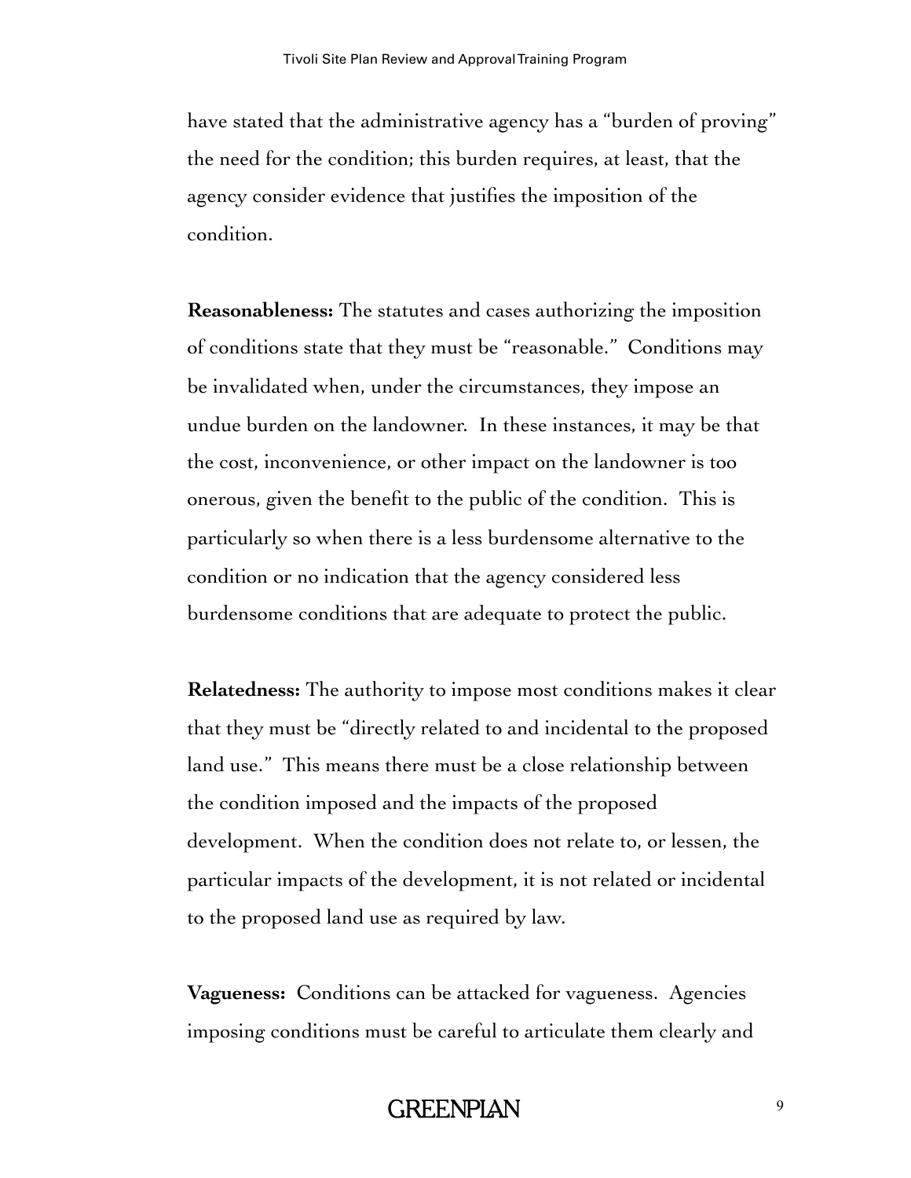have stated that the administrative agency has a "burden of proving" the need for the condition; this burden requires, at least, that the agency consider evidence that justifies the imposition of the condition.

**Reasonableness:** The statutes and cases authorizing the imposition of conditions state that they must be "reasonable." Conditions may be invalidated when, under the circumstances, they impose an undue burden on the landowner. In these instances, it may be that the cost, inconvenience, or other impact on the landowner is too onerous, given the benefit to the public of the condition. This is particularly so when there is a less burdensome alternative to the condition or no indication that the agency considered less burdensome conditions that are adequate to protect the public.

**Relatedness:** The authority to impose most conditions makes it clear that they must be "directly related to and incidental to the proposed land use." This means there must be a close relationship between the condition imposed and the impacts of the proposed development. When the condition does not relate to, or lessen, the particular impacts of the development, it is not related or incidental to the proposed land use as required by law.

**Vagueness:** Conditions can be attacked for vagueness. Agencies imposing conditions must be careful to articulate them clearly and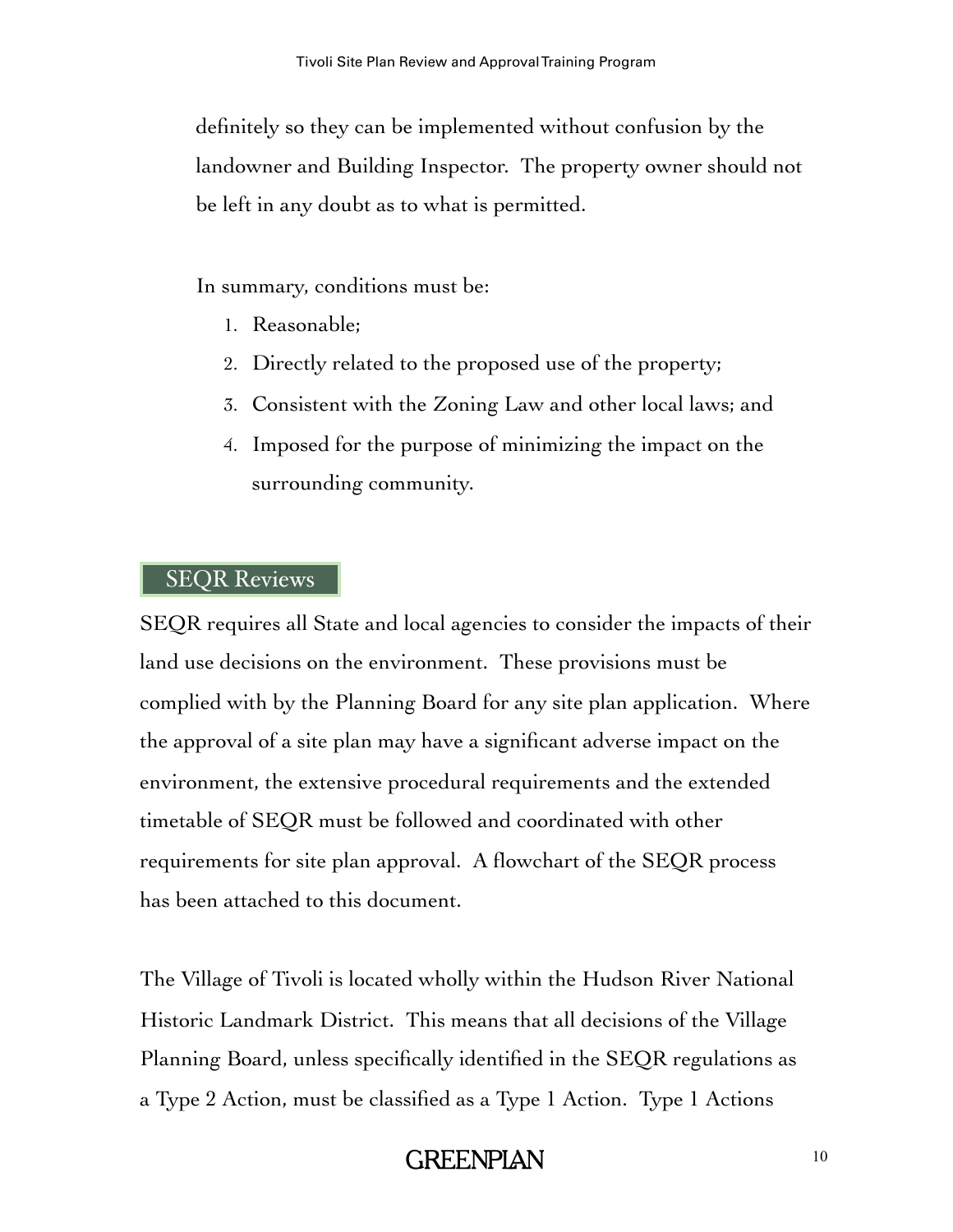definitely so they can be implemented without confusion by the landowner and Building Inspector. The property owner should not be left in any doubt as to what is permitted.

In summary, conditions must be:

1. Reasonable;
2. Directly related to the proposed use of the property;
3. Consistent with the Zoning Law and other local laws; and
4. Imposed for the purpose of minimizing the impact on the surrounding community.

## SEQR Reviews

SEQR requires all State and local agencies to consider the impacts of their land use decisions on the environment. These provisions must be complied with by the Planning Board for any site plan application. Where the approval of a site plan may have a significant adverse impact on the environment, the extensive procedural requirements and the extended timetable of SEQR must be followed and coordinated with other requirements for site plan approval. A flowchart of the SEQR process has been attached to this document.

The Village of Tivoli is located wholly within the Hudson River National Historic Landmark District. This means that all decisions of the Village Planning Board, unless specifically identified in the SEQR regulations as a Type 2 Action, must be classified as a Type 1 Action. Type 1 Actions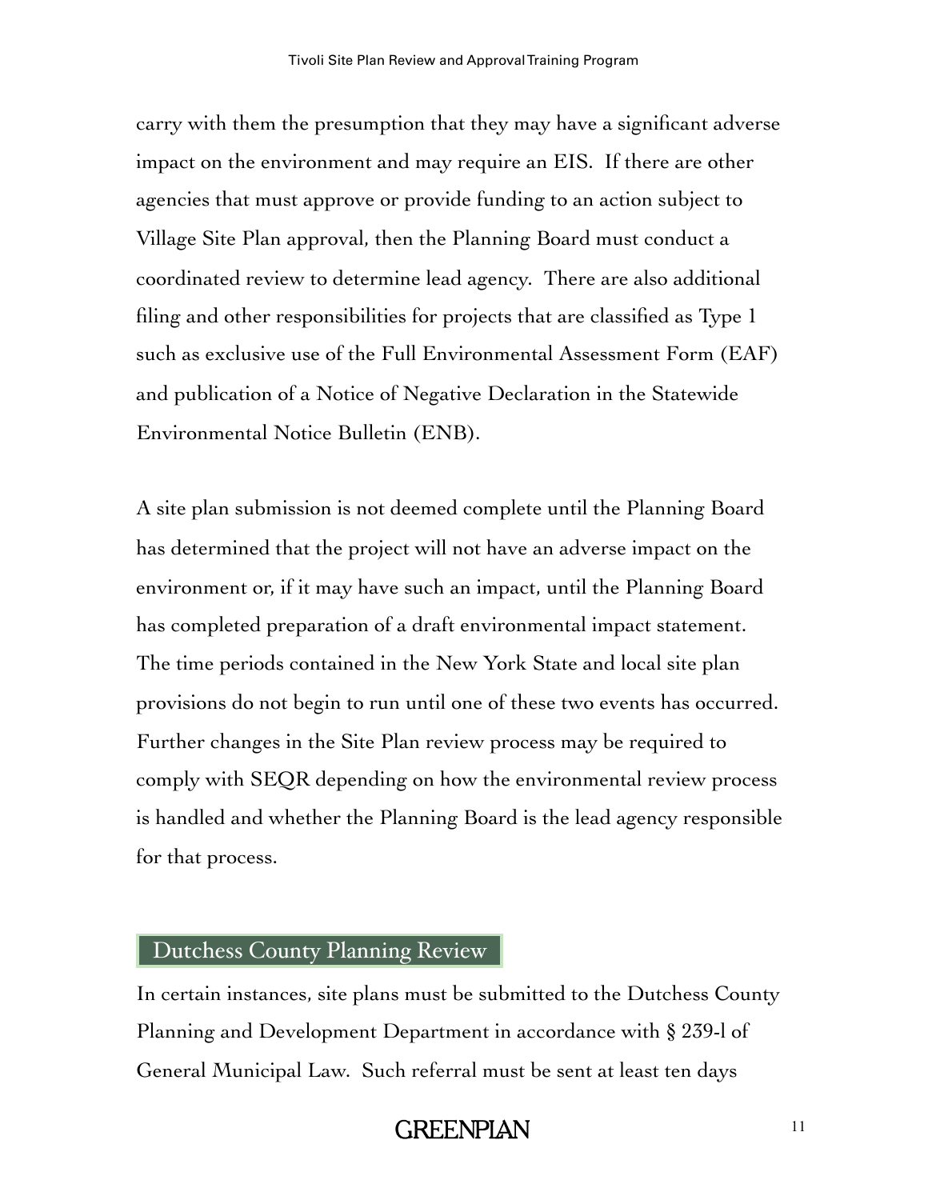carry with them the presumption that they may have a significant adverse impact on the environment and may require an EIS. If there are other agencies that must approve or provide funding to an action subject to Village Site Plan approval, then the Planning Board must conduct a coordinated review to determine lead agency. There are also additional filing and other responsibilities for projects that are classified as Type 1 such as exclusive use of the Full Environmental Assessment Form (EAF) and publication of a Notice of Negative Declaration in the Statewide Environmental Notice Bulletin (ENB).

A site plan submission is not deemed complete until the Planning Board has determined that the project will not have an adverse impact on the environment or, if it may have such an impact, until the Planning Board has completed preparation of a draft environmental impact statement. The time periods contained in the New York State and local site plan provisions do not begin to run until one of these two events has occurred. Further changes in the Site Plan review process may be required to comply with SEQR depending on how the environmental review process is handled and whether the Planning Board is the lead agency responsible for that process.

## Dutchess County Planning Review

In certain instances, site plans must be submitted to the Dutchess County Planning and Development Department in accordance with § 239-l of General Municipal Law. Such referral must be sent at least ten days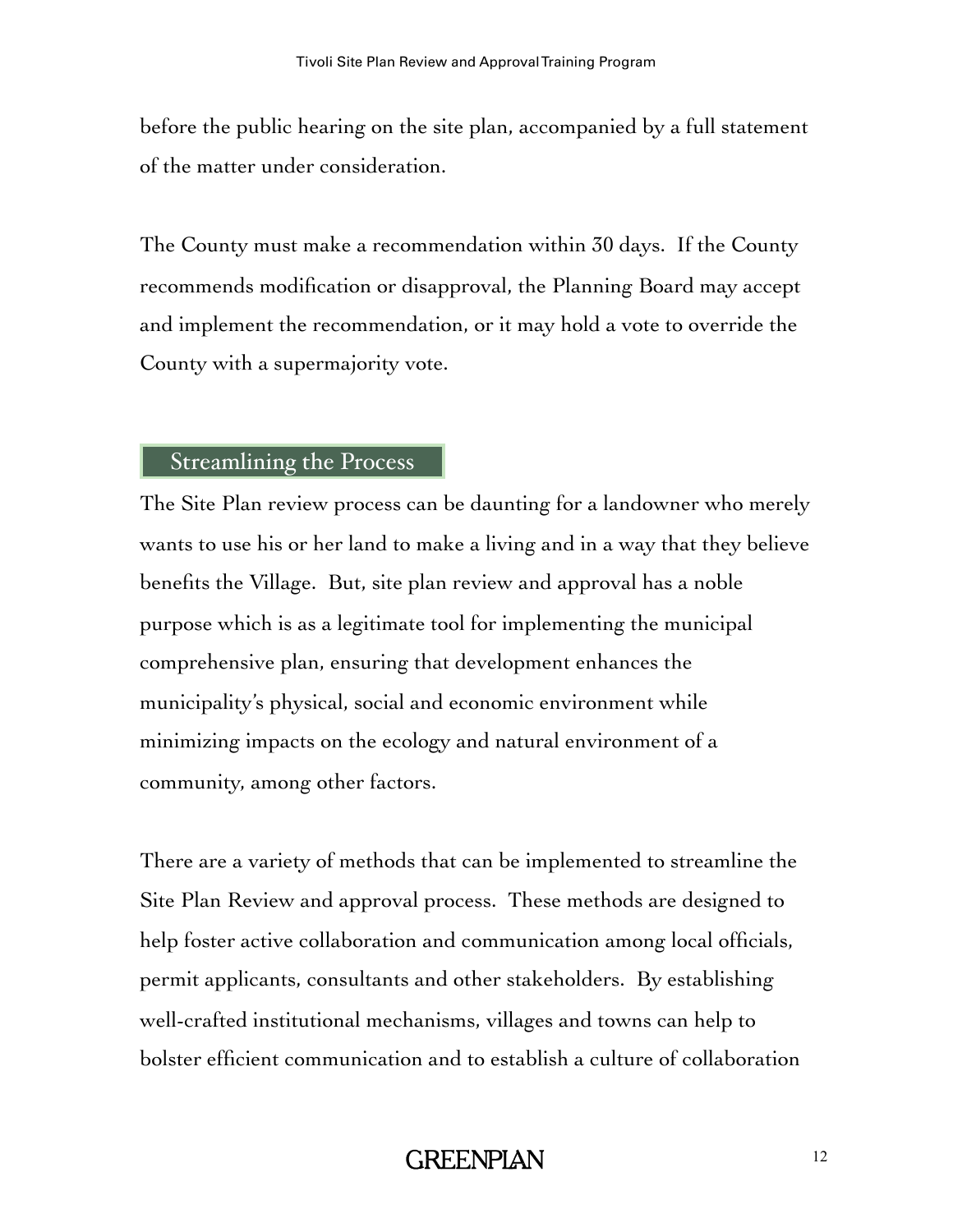before the public hearing on the site plan, accompanied by a full statement of the matter under consideration.

The County must make a recommendation within 30 days. If the County recommends modification or disapproval, the Planning Board may accept and implement the recommendation, or it may hold a vote to override the County with a supermajority vote.

## Streamlining the Process

The Site Plan review process can be daunting for a landowner who merely wants to use his or her land to make a living and in a way that they believe benefits the Village. But, site plan review and approval has a noble purpose which is as a legitimate tool for implementing the municipal comprehensive plan, ensuring that development enhances the municipality's physical, social and economic environment while minimizing impacts on the ecology and natural environment of a community, among other factors.

There are a variety of methods that can be implemented to streamline the Site Plan Review and approval process. These methods are designed to help foster active collaboration and communication among local officials, permit applicants, consultants and other stakeholders. By establishing well-crafted institutional mechanisms, villages and towns can help to bolster efficient communication and to establish a culture of collaboration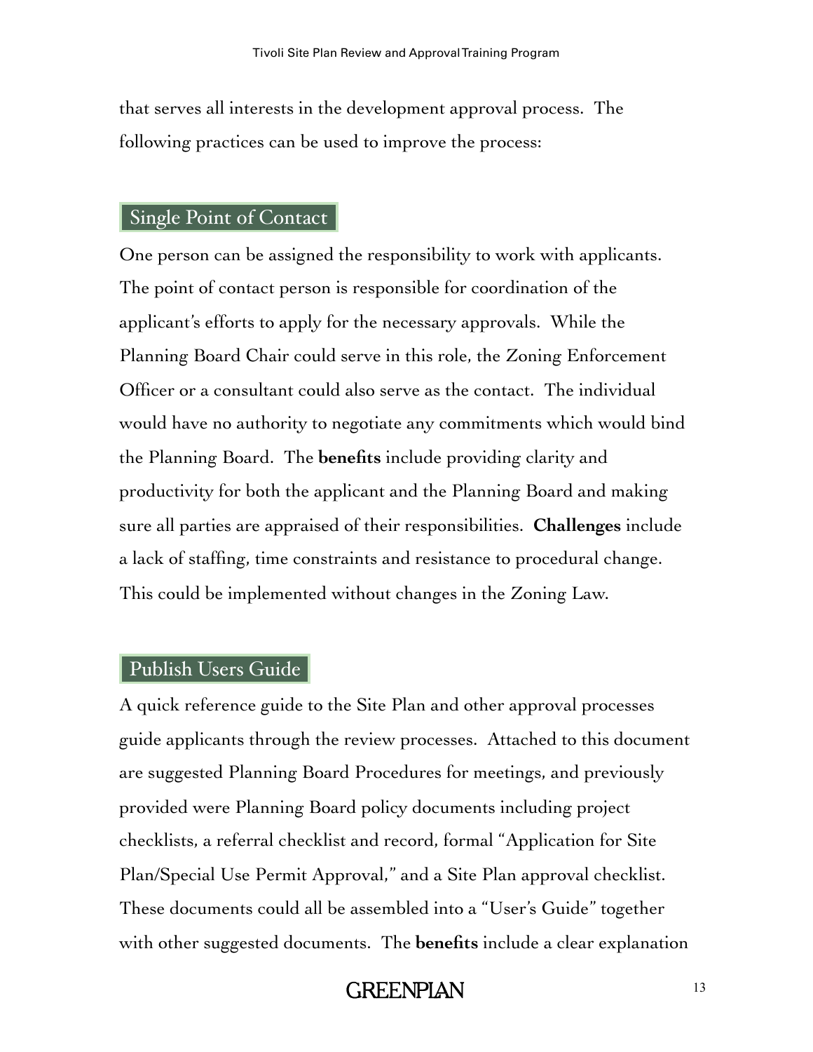that serves all interests in the development approval process. The following practices can be used to improve the process:

## Single Point of Contact

One person can be assigned the responsibility to work with applicants. The point of contact person is responsible for coordination of the applicant's efforts to apply for the necessary approvals. While the Planning Board Chair could serve in this role, the Zoning Enforcement Officer or a consultant could also serve as the contact. The individual would have no authority to negotiate any commitments which would bind the Planning Board. The **benefits** include providing clarity and productivity for both the applicant and the Planning Board and making sure all parties are appraised of their responsibilities. **Challenges** include a lack of staffing, time constraints and resistance to procedural change. This could be implemented without changes in the Zoning Law.

## Publish Users Guide

A quick reference guide to the Site Plan and other approval processes guide applicants through the review processes. Attached to this document are suggested Planning Board Procedures for meetings, and previously provided were Planning Board policy documents including project checklists, a referral checklist and record, formal "Application for Site Plan/Special Use Permit Approval," and a Site Plan approval checklist. These documents could all be assembled into a "User's Guide" together with other suggested documents. The **benefits** include a clear explanation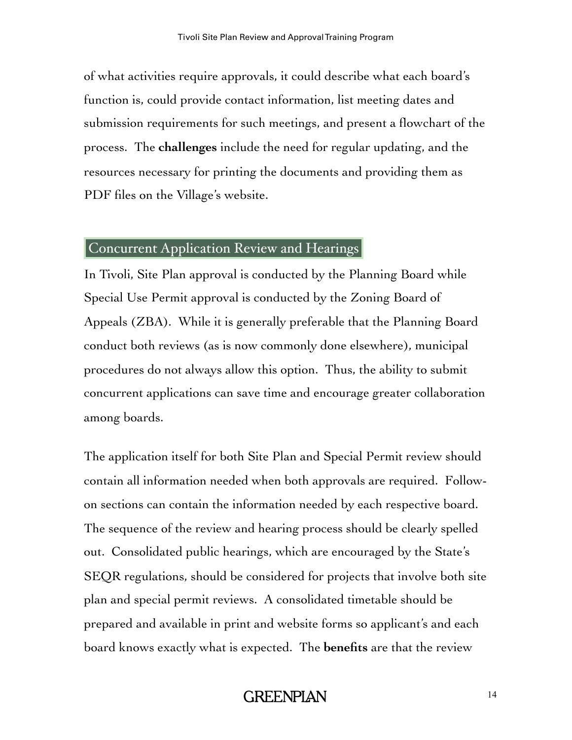of what activities require approvals, it could describe what each board's function is, could provide contact information, list meeting dates and submission requirements for such meetings, and present a flowchart of the process. The **challenges** include the need for regular updating, and the resources necessary for printing the documents and providing them as PDF files on the Village's website.

## Concurrent Application Review and Hearings

In Tivoli, Site Plan approval is conducted by the Planning Board while Special Use Permit approval is conducted by the Zoning Board of Appeals (ZBA). While it is generally preferable that the Planning Board conduct both reviews (as is now commonly done elsewhere), municipal procedures do not always allow this option. Thus, the ability to submit concurrent applications can save time and encourage greater collaboration among boards.

The application itself for both Site Plan and Special Permit review should contain all information needed when both approvals are required. Follow-on sections can contain the information needed by each respective board. The sequence of the review and hearing process should be clearly spelled out. Consolidated public hearings, which are encouraged by the State's SEQR regulations, should be considered for projects that involve both site plan and special permit reviews. A consolidated timetable should be prepared and available in print and website forms so applicant's and each board knows exactly what is expected. The **benefits** are that the review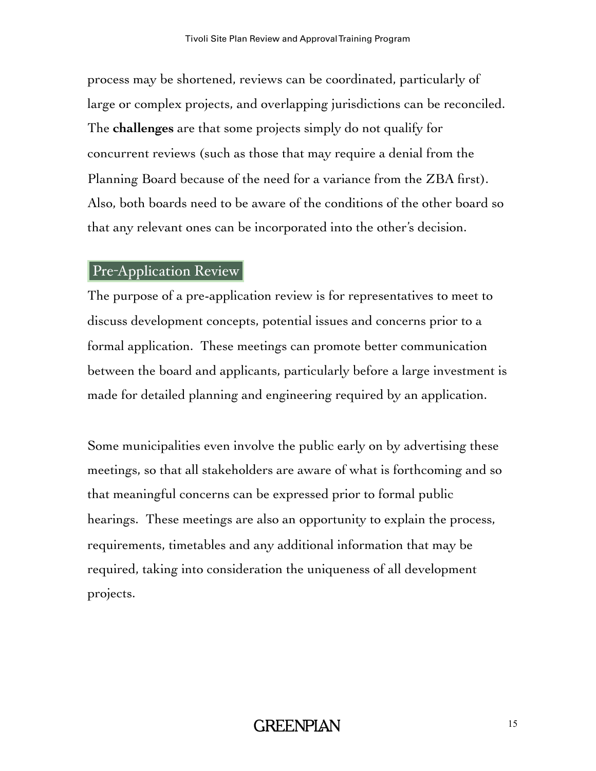process may be shortened, reviews can be coordinated, particularly of large or complex projects, and overlapping jurisdictions can be reconciled. The **challenges** are that some projects simply do not qualify for concurrent reviews (such as those that may require a denial from the Planning Board because of the need for a variance from the ZBA first). Also, both boards need to be aware of the conditions of the other board so that any relevant ones can be incorporated into the other's decision.

## Pre-Application Review

The purpose of a pre-application review is for representatives to meet to discuss development concepts, potential issues and concerns prior to a formal application. These meetings can promote better communication between the board and applicants, particularly before a large investment is made for detailed planning and engineering required by an application.

Some municipalities even involve the public early on by advertising these meetings, so that all stakeholders are aware of what is forthcoming and so that meaningful concerns can be expressed prior to formal public hearings. These meetings are also an opportunity to explain the process, requirements, timetables and any additional information that may be required, taking into consideration the uniqueness of all development projects.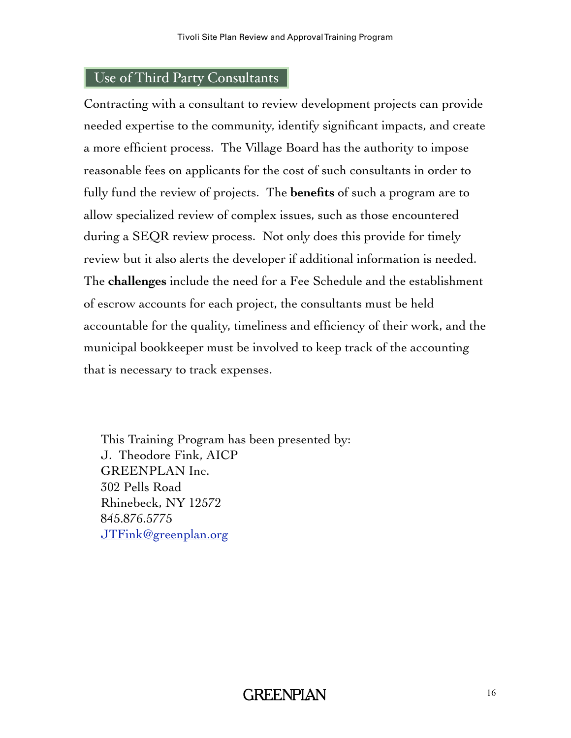## Use of Third Party Consultants

Contracting with a consultant to review development projects can provide needed expertise to the community, identify significant impacts, and create a more efficient process. The Village Board has the authority to impose reasonable fees on applicants for the cost of such consultants in order to fully fund the review of projects. The **benefits** of such a program are to allow specialized review of complex issues, such as those encountered during a SEQR review process. Not only does this provide for timely review but it also alerts the developer if additional information is needed. The **challenges** include the need for a Fee Schedule and the establishment of escrow accounts for each project, the consultants must be held accountable for the quality, timeliness and efficiency of their work, and the municipal bookkeeper must be involved to keep track of the accounting that is necessary to track expenses.

This Training Program has been presented by:
J. Theodore Fink, AICP
GREENPLAN Inc.
302 Pells Road
Rhinebeck, NY 12572
845.876.5775
JTFink@greenplan.org